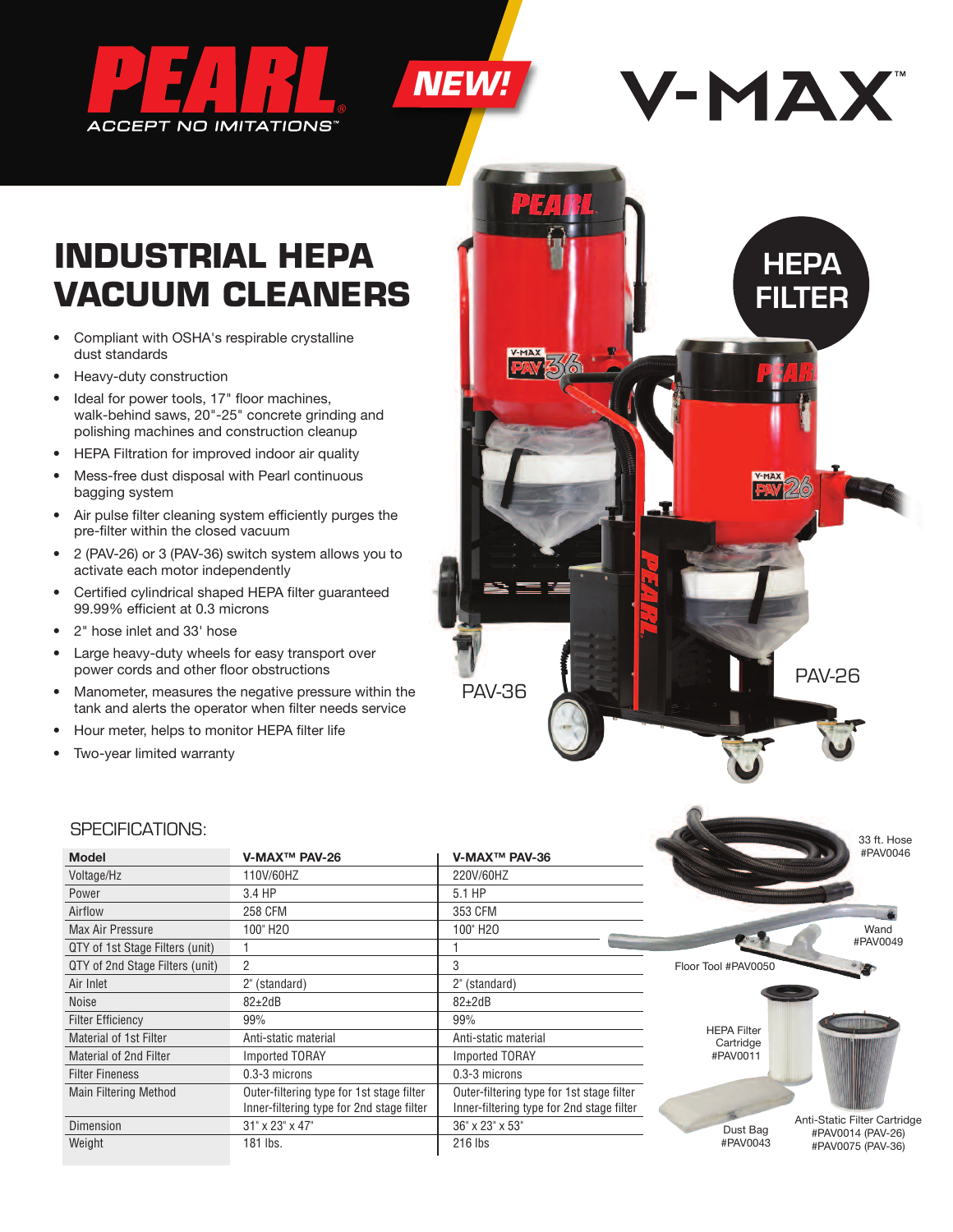PEARL®

ACCEPT NO IMITATIONS™

NEW!

V-MAX™

# INDUSTRIAL HEPA VACUUM CLEANERS

- Compliant with OSHA's respirable crystalline dust standards
- Heavy-duty construction
- Ideal for power tools, 17" floor machines, walk-behind saws, 20"-25" concrete grinding and polishing machines and construction cleanup
- HEPA Filtration for improved indoor air quality
- Mess-free dust disposal with Pearl continuous bagging system
- Air pulse filter cleaning system efficiently purges the pre-filter within the closed vacuum
- 2 (PAV-26) or 3 (PAV-36) switch system allows you to activate each motor independently
- Certified cylindrical shaped HEPA filter guaranteed 99.99% efficient at 0.3 microns
- 2" hose inlet and 33' hose
- Large heavy-duty wheels for easy transport over power cords and other floor obstructions
- Manometer, measures the negative pressure within the tank and alerts the operator when filter needs service
- Hour meter, helps to monitor HEPA filter life
- Two-year limited warranty

HEPA FILTER

PAV-36

PAV-26

## SPECIFICATIONS:

| Model | V-MAX™ PAV-26 | V-MAX™ PAV-36 |
|---|---|---|
| Voltage/Hz | 110V/60HZ | 220V/60HZ |
| Power | 3.4 HP | 5.1 HP |
| Airflow | 258 CFM | 353 CFM |
| Max Air Pressure | 100" H2O | 100" H2O |
| QTY of 1st Stage Filters (unit) | 1 | 1 |
| QTY of 2nd Stage Filters (unit) | 2 | 3 |
| Air Inlet | 2" (standard) | 2" (standard) |
| Noise | 82±2dB | 82±2dB |
| Filter Efficiency | 99% | 99% |
| Material of 1st Filter | Anti-static material | Anti-static material |
| Material of 2nd Filter | Imported TORAY | Imported TORAY |
| Filter Fineness | 0.3-3 microns | 0.3-3 microns |
| Main Filtering Method | Outer-filtering type for 1st stage filter<br>Inner-filtering type for 2nd stage filter | Outer-filtering type for 1st stage filter<br>Inner-filtering type for 2nd stage filter |
| Dimension | 31" x 23" x 47" | 36" x 23" x 53" |
| Weight | 181 lbs. | 216 lbs |

33 ft. Hose #PAV0046

Wand #PAV0049

Floor Tool #PAV0050

HEPA Filter Cartridge #PAV0011

Dust Bag #PAV0043

Anti-Static Filter Cartridge #PAV0014 (PAV-26) #PAV0075 (PAV-36)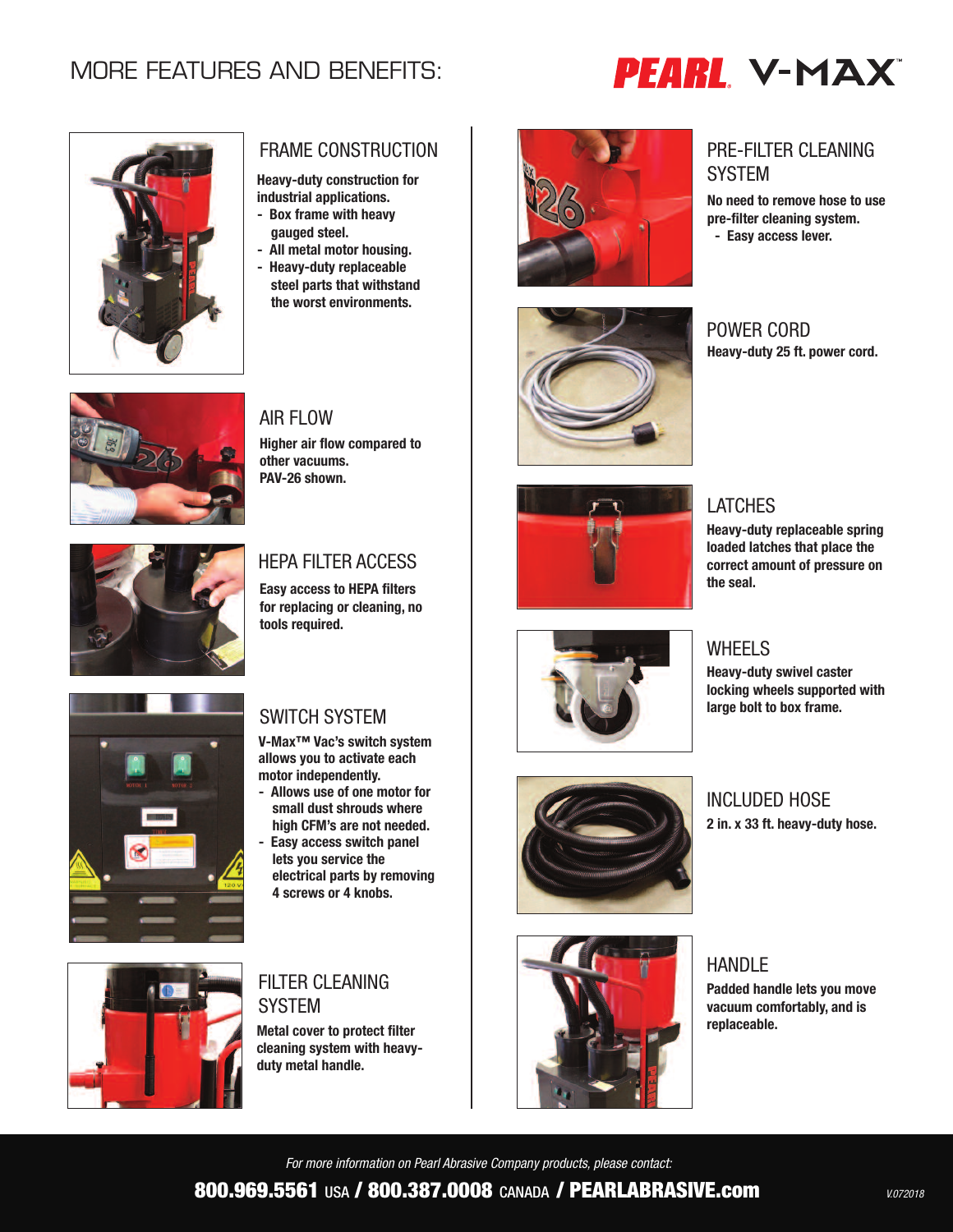# MORE FEATURES AND BENEFITS:

PEARL V-MAX™

## FRAME CONSTRUCTION

**Heavy-duty construction for industrial applications.**

- **Box frame with heavy gauged steel.**
- **All metal motor housing.**
- **Heavy-duty replaceable steel parts that withstand the worst environments.**

## AIR FLOW

**Higher air flow compared to other vacuums. PAV-26 shown.**

## HEPA FILTER ACCESS

**Easy access to HEPA filters for replacing or cleaning, no tools required.**

## SWITCH SYSTEM

**V-Max™ Vac's switch system allows you to activate each motor independently.**

- **Allows use of one motor for small dust shrouds where high CFM's are not needed.**
- **Easy access switch panel lets you service the electrical parts by removing 4 screws or 4 knobs.**

## FILTER CLEANING SYSTEM

**Metal cover to protect filter cleaning system with heavy-duty metal handle.**

## PRE-FILTER CLEANING SYSTEM

**No need to remove hose to use pre-filter cleaning system.**

- **Easy access lever.**

## POWER CORD

**Heavy-duty 25 ft. power cord.**

## LATCHES

**Heavy-duty replaceable spring loaded latches that place the correct amount of pressure on the seal.**

## WHEELS

**Heavy-duty swivel caster locking wheels supported with large bolt to box frame.**

## INCLUDED HOSE

**2 in. x 33 ft. heavy-duty hose.**

## HANDLE

**Padded handle lets you move vacuum comfortably, and is replaceable.**

*For more information on Pearl Abrasive Company products, please contact:*

**800.969.5561** USA **/ 800.387.0008** CANADA **/ PEARLABRASIVE.com**

*V.072018*